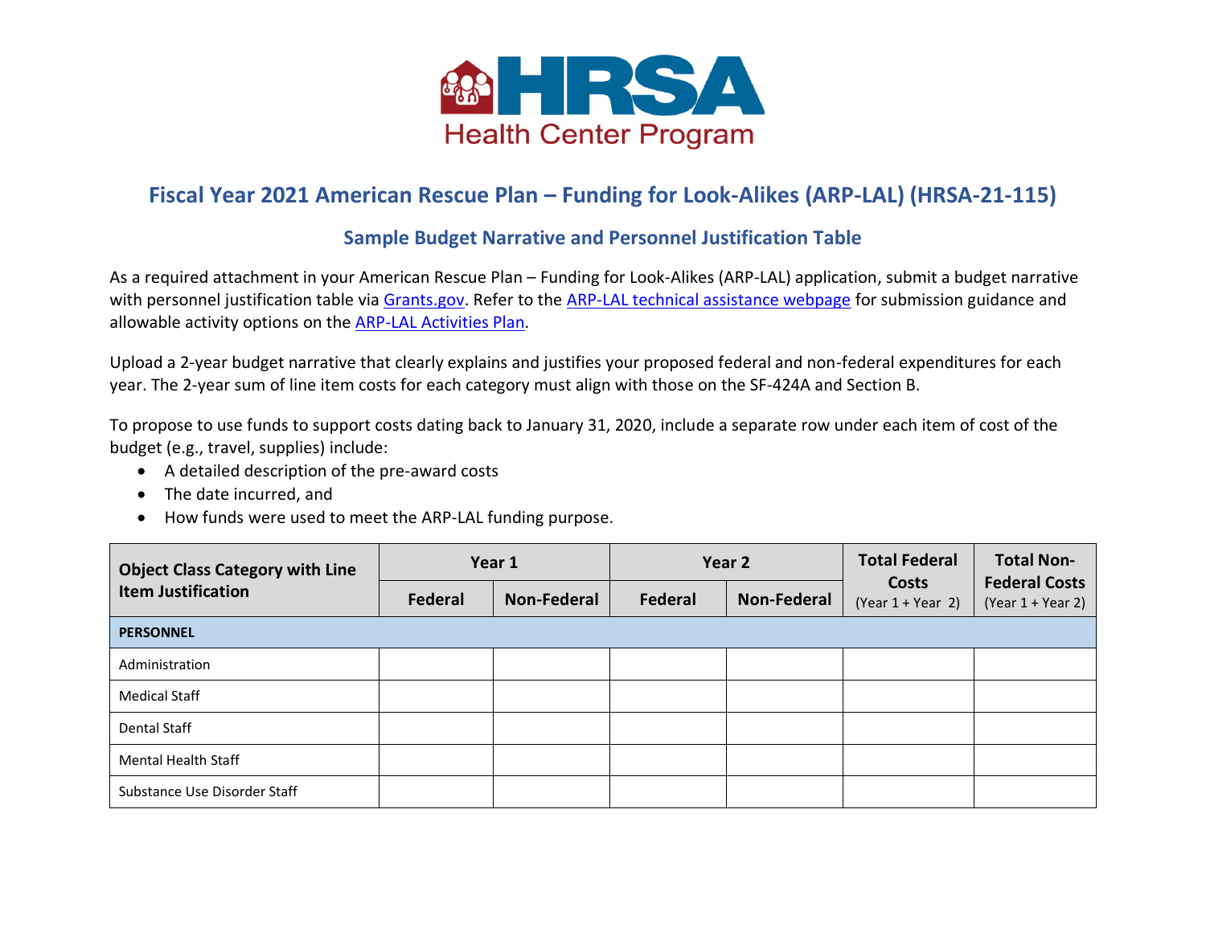HRSA Health Center Program

# Fiscal Year 2021 American Rescue Plan – Funding for Look-Alikes (ARP-LAL) (HRSA-21-115)

## Sample Budget Narrative and Personnel Justification Table

As a required attachment in your American Rescue Plan – Funding for Look-Alikes (ARP-LAL) application, submit a budget narrative with personnel justification table via Grants.gov. Refer to the ARP-LAL technical assistance webpage for submission guidance and allowable activity options on the ARP-LAL Activities Plan.

Upload a 2-year budget narrative that clearly explains and justifies your proposed federal and non-federal expenditures for each year. The 2-year sum of line item costs for each category must align with those on the SF-424A and Section B.

To propose to use funds to support costs dating back to January 31, 2020, include a separate row under each item of cost of the budget (e.g., travel, supplies) include:

- A detailed description of the pre-award costs
- The date incurred, and
- How funds were used to meet the ARP-LAL funding purpose.

| Object Class Category with Line Item Justification | Year 1 | | Year 2 | | Total Federal Costs (Year 1 + Year 2) | Total Non-Federal Costs (Year 1 + Year 2) |
|---|---|---|---|---|---|---|
| | Federal | Non-Federal | Federal | Non-Federal | | |
| **PERSONNEL** | | | | | | |
| Administration | | | | | | |
| Medical Staff | | | | | | |
| Dental Staff | | | | | | |
| Mental Health Staff | | | | | | |
| Substance Use Disorder Staff | | | | | | |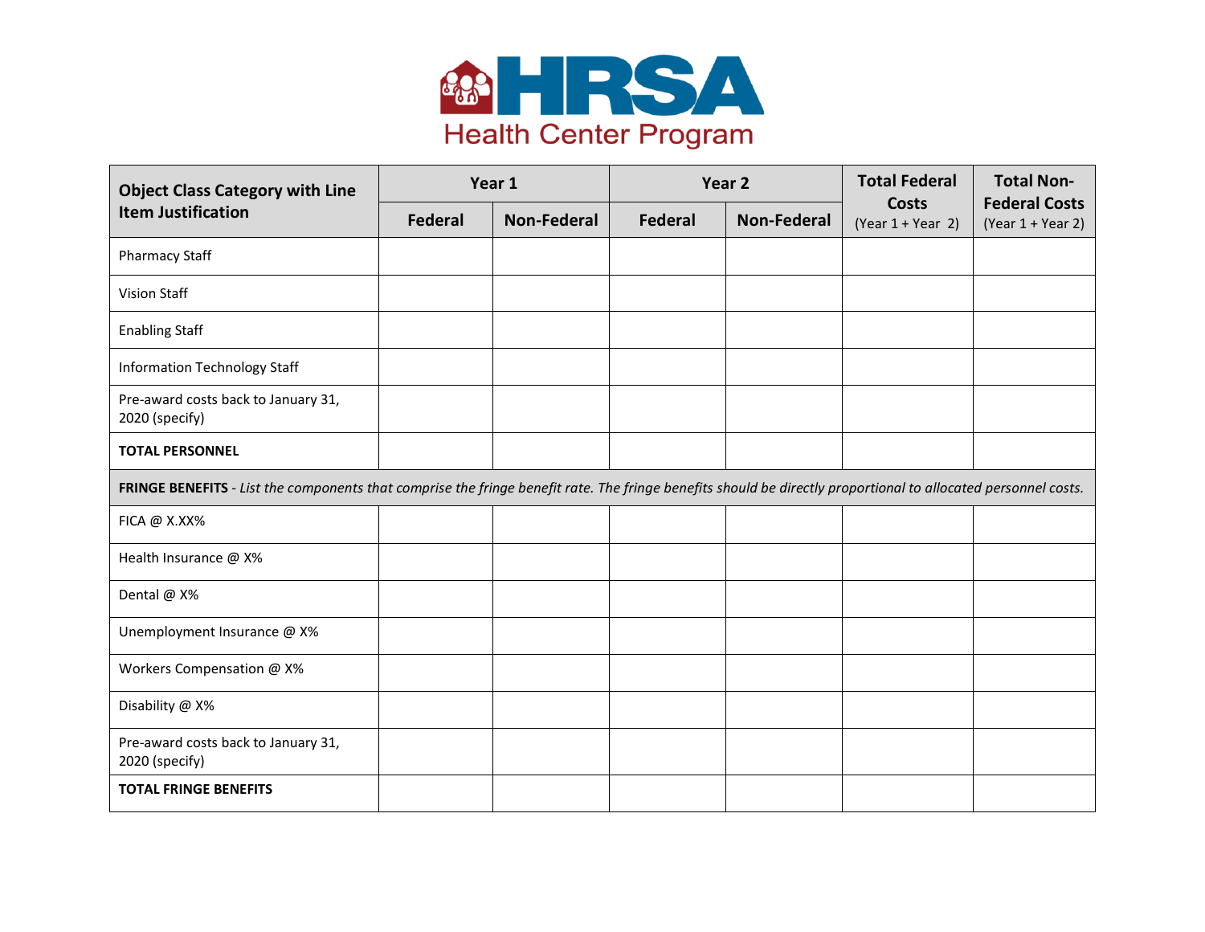HRSA Health Center Program

| Object Class Category with Line Item Justification | Year 1 | | Year 2 | | Total Federal Costs (Year 1 + Year 2) | Total Non-Federal Costs (Year 1 + Year 2) |
|---|---|---|---|---|---|---|
| | Federal | Non-Federal | Federal | Non-Federal | | |
| Pharmacy Staff | | | | | | |
| Vision Staff | | | | | | |
| Enabling Staff | | | | | | |
| Information Technology Staff | | | | | | |
| Pre-award costs back to January 31, 2020 (specify) | | | | | | |
| **TOTAL PERSONNEL** | | | | | | |
| **FRINGE BENEFITS** - *List the components that comprise the fringe benefit rate. The fringe benefits should be directly proportional to allocated personnel costs.* | | | | | | |
| FICA @ X.XX% | | | | | | |
| Health Insurance @ X% | | | | | | |
| Dental @ X% | | | | | | |
| Unemployment Insurance @ X% | | | | | | |
| Workers Compensation @ X% | | | | | | |
| Disability @ X% | | | | | | |
| Pre-award costs back to January 31, 2020 (specify) | | | | | | |
| **TOTAL FRINGE BENEFITS** | | | | | | |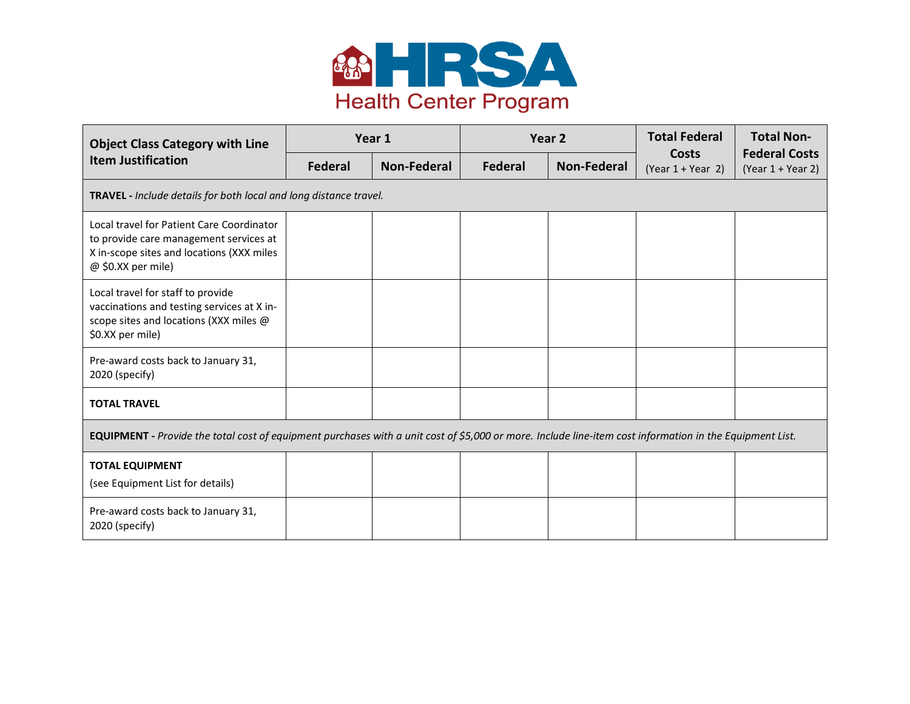HRSA Health Center Program

| Object Class Category with Line Item Justification | Year 1 | | Year 2 | | Total Federal Costs (Year 1 + Year 2) | Total Non-Federal Costs (Year 1 + Year 2) |
|---|---|---|---|---|---|---|
| | Federal | Non-Federal | Federal | Non-Federal | | |
| **TRAVEL -** *Include details for both local and long distance travel.* | | | | | | |
| Local travel for Patient Care Coordinator to provide care management services at X in-scope sites and locations (XXX miles @ $0.XX per mile) | | | | | | |
| Local travel for staff to provide vaccinations and testing services at X in-scope sites and locations (XXX miles @ $0.XX per mile) | | | | | | |
| Pre-award costs back to January 31, 2020 (specify) | | | | | | |
| **TOTAL TRAVEL** | | | | | | |
| **EQUIPMENT -** *Provide the total cost of equipment purchases with a unit cost of $5,000 or more. Include line-item cost information in the Equipment List.* | | | | | | |
| **TOTAL EQUIPMENT** (see Equipment List for details) | | | | | | |
| Pre-award costs back to January 31, 2020 (specify) | | | | | | |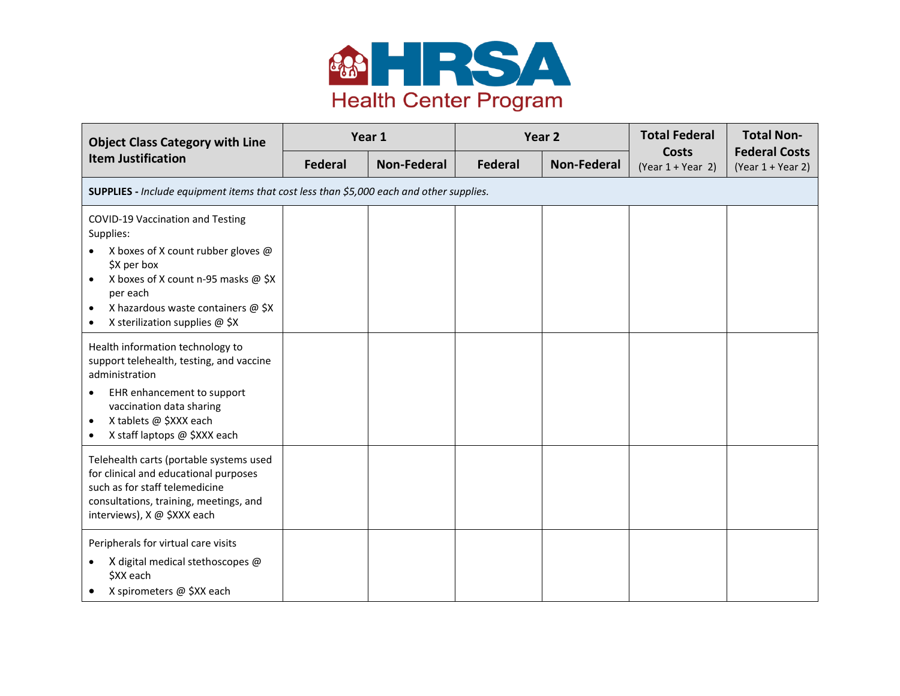HRSA Health Center Program

| Object Class Category with Line Item Justification | Year 1 | | Year 2 | | Total Federal Costs (Year 1 + Year 2) | Total Non-Federal Costs (Year 1 + Year 2) |
|---|---|---|---|---|---|---|
| | Federal | Non-Federal | Federal | Non-Federal | | |
| **SUPPLIES -** *Include equipment items that cost less than $5,000 each and other supplies.* | | | | | | |
| COVID-19 Vaccination and Testing Supplies:<br>• X boxes of X count rubber gloves @ $X per box<br>• X boxes of X count n-95 masks @ $X per each<br>• X hazardous waste containers @ $X<br>• X sterilization supplies @ $X | | | | | | |
| Health information technology to support telehealth, testing, and vaccine administration<br>• EHR enhancement to support vaccination data sharing<br>• X tablets @ $XXX each<br>• X staff laptops @ $XXX each | | | | | | |
| Telehealth carts (portable systems used for clinical and educational purposes such as for staff telemedicine consultations, training, meetings, and interviews), X @ $XXX each | | | | | | |
| Peripherals for virtual care visits<br>• X digital medical stethoscopes @ $XX each<br>• X spirometers @ $XX each | | | | | | |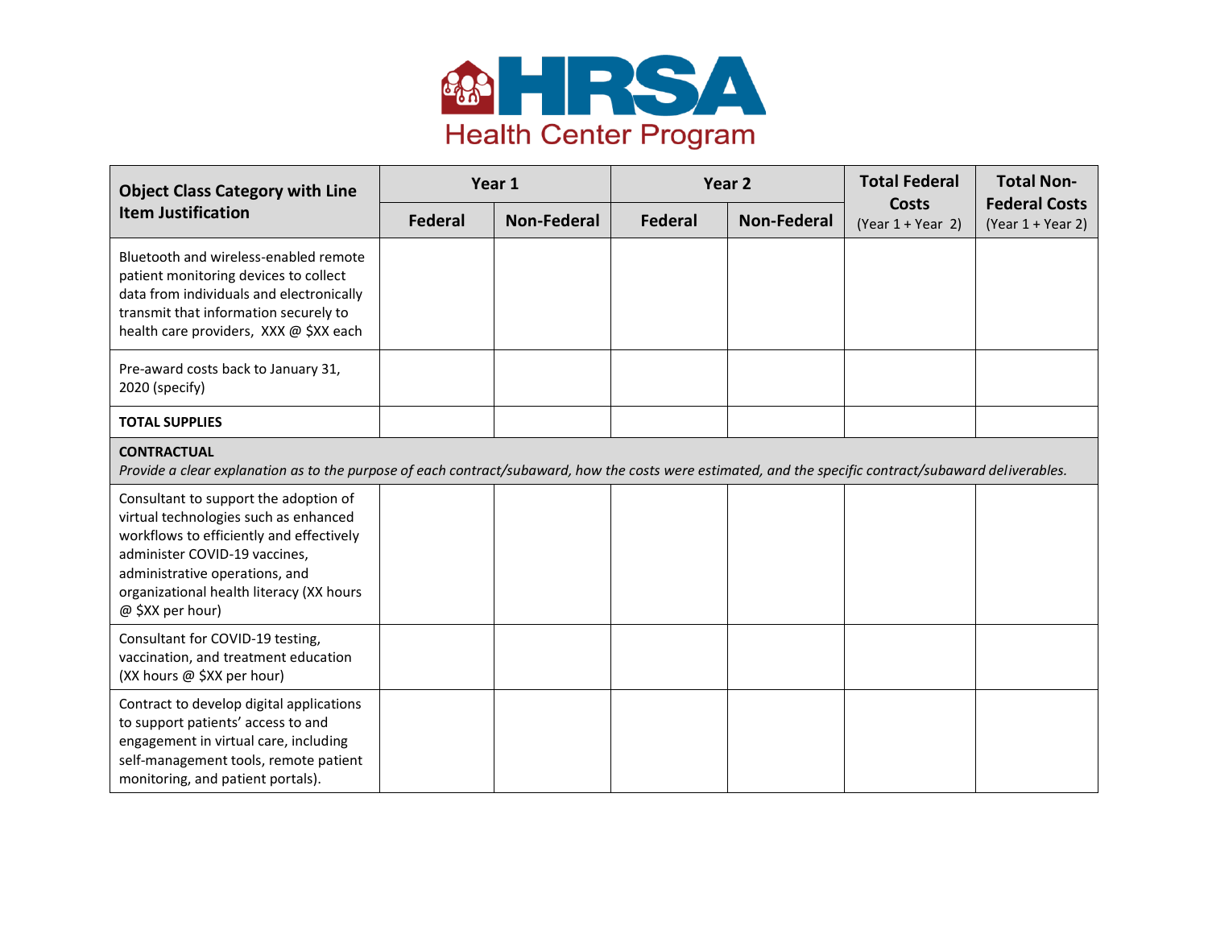| Object Class Category with Line Item Justification | Year 1 | | Year 2 | | Total Federal Costs (Year 1 + Year 2) | Total Non-Federal Costs (Year 1 + Year 2) |
|---|---|---|---|---|---|---|
| | Federal | Non-Federal | Federal | Non-Federal | | |
| Bluetooth and wireless-enabled remote patient monitoring devices to collect data from individuals and electronically transmit that information securely to health care providers, XXX @ $XX each | | | | | | |
| Pre-award costs back to January 31, 2020 (specify) | | | | | | |
| **TOTAL SUPPLIES** | | | | | | |
| **CONTRACTUAL** *Provide a clear explanation as to the purpose of each contract/subaward, how the costs were estimated, and the specific contract/subaward deliverables.* | | | | | | |
| Consultant to support the adoption of virtual technologies such as enhanced workflows to efficiently and effectively administer COVID-19 vaccines, administrative operations, and organizational health literacy (XX hours @ $XX per hour) | | | | | | |
| Consultant for COVID-19 testing, vaccination, and treatment education (XX hours @ $XX per hour) | | | | | | |
| Contract to develop digital applications to support patients' access to and engagement in virtual care, including self-management tools, remote patient monitoring, and patient portals). | | | | | | |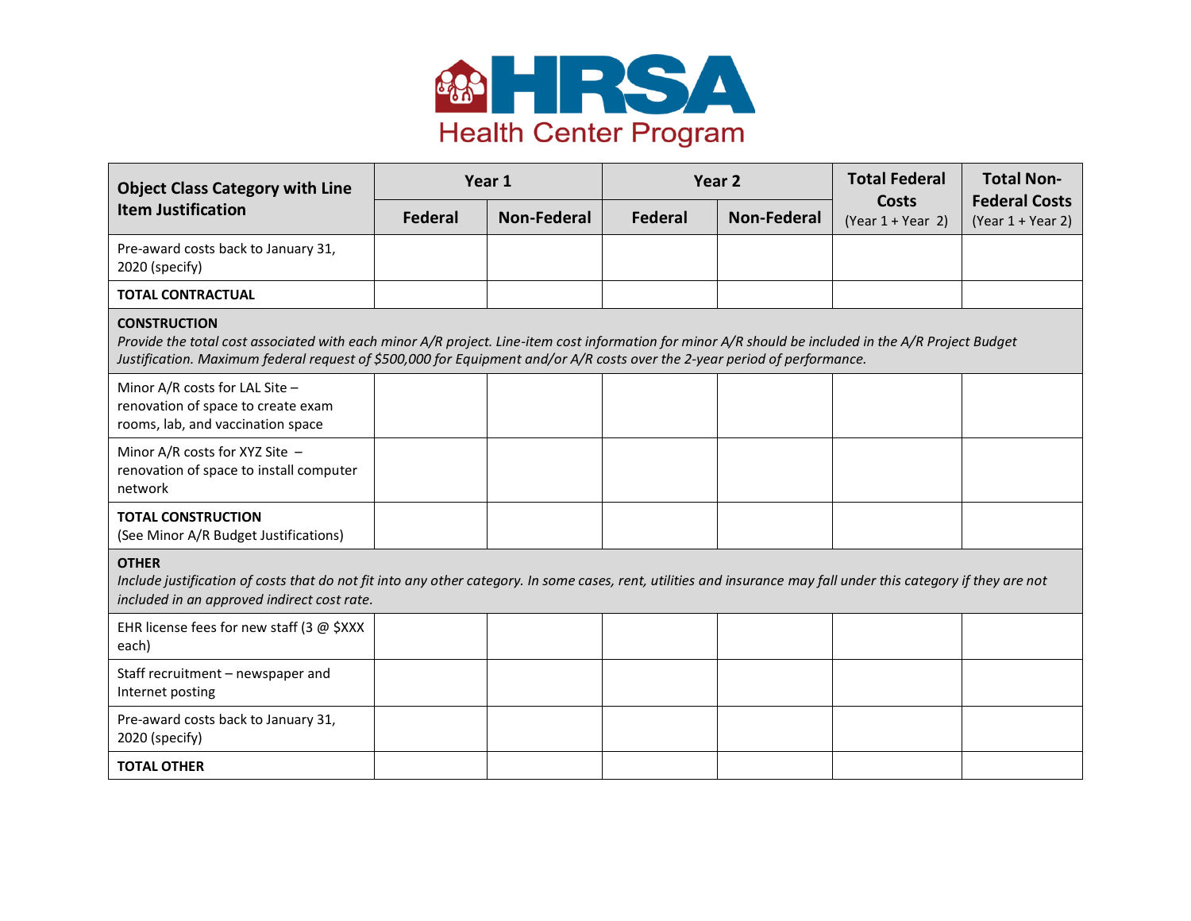HRSA Health Center Program

| Object Class Category with Line Item Justification | Year 1 | | Year 2 | | Total Federal Costs (Year 1 + Year 2) | Total Non-Federal Costs (Year 1 + Year 2) |
|---|---|---|---|---|---|---|
| | Federal | Non-Federal | Federal | Non-Federal | | |
| Pre-award costs back to January 31, 2020 (specify) | | | | | | |
| **TOTAL CONTRACTUAL** | | | | | | |
| **CONSTRUCTION** *Provide the total cost associated with each minor A/R project. Line-item cost information for minor A/R should be included in the A/R Project Budget Justification. Maximum federal request of $500,000 for Equipment and/or A/R costs over the 2-year period of performance.* | | | | | | |
| Minor A/R costs for LAL Site – renovation of space to create exam rooms, lab, and vaccination space | | | | | | |
| Minor A/R costs for XYZ Site – renovation of space to install computer network | | | | | | |
| **TOTAL CONSTRUCTION** (See Minor A/R Budget Justifications) | | | | | | |
| **OTHER** *Include justification of costs that do not fit into any other category. In some cases, rent, utilities and insurance may fall under this category if they are not included in an approved indirect cost rate.* | | | | | | |
| EHR license fees for new staff (3 @ $XXX each) | | | | | | |
| Staff recruitment – newspaper and Internet posting | | | | | | |
| Pre-award costs back to January 31, 2020 (specify) | | | | | | |
| **TOTAL OTHER** | | | | | | |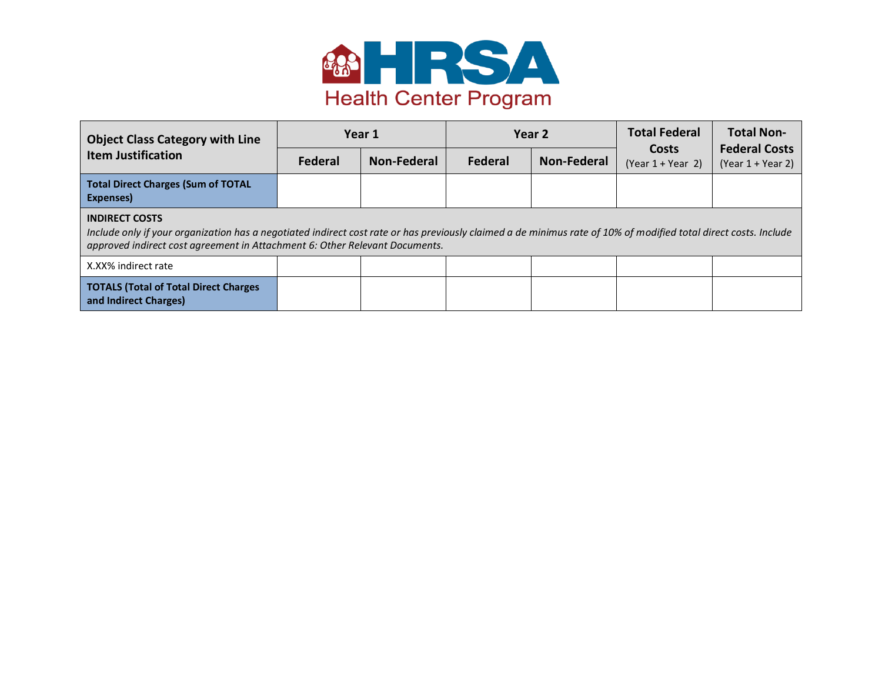HRSA Health Center Program

| Object Class Category with Line Item Justification | Year 1 | | Year 2 | | Total Federal Costs (Year 1 + Year 2) | Total Non-Federal Costs (Year 1 + Year 2) |
|---|---|---|---|---|---|---|
| | Federal | Non-Federal | Federal | Non-Federal | | |
| **Total Direct Charges (Sum of TOTAL Expenses)** | | | | | | |
| **INDIRECT COSTS** *Include only if your organization has a negotiated indirect cost rate or has previously claimed a de minimus rate of 10% of modified total direct costs. Include approved indirect cost agreement in Attachment 6: Other Relevant Documents.* | | | | | | |
| X.XX% indirect rate | | | | | | |
| **TOTALS (Total of Total Direct Charges and Indirect Charges)** | | | | | | |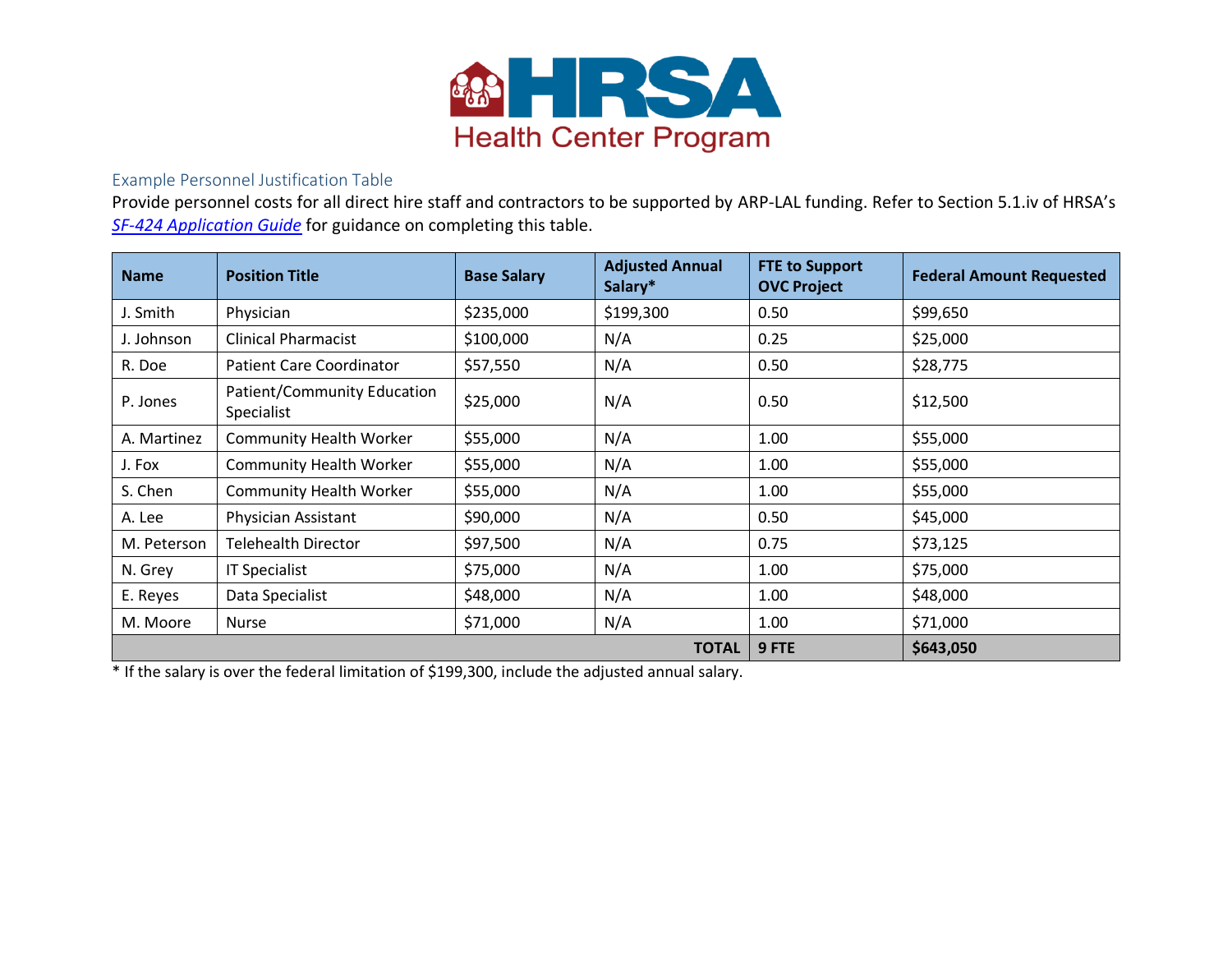Example Personnel Justification Table

Provide personnel costs for all direct hire staff and contractors to be supported by ARP-LAL funding. Refer to Section 5.1.iv of HRSA's *SF-424 Application Guide* for guidance on completing this table.

| Name | Position Title | Base Salary | Adjusted Annual Salary* | FTE to Support OVC Project | Federal Amount Requested |
|---|---|---|---|---|---|
| J. Smith | Physician | $235,000 | $199,300 | 0.50 | $99,650 |
| J. Johnson | Clinical Pharmacist | $100,000 | N/A | 0.25 | $25,000 |
| R. Doe | Patient Care Coordinator | $57,550 | N/A | 0.50 | $28,775 |
| P. Jones | Patient/Community Education Specialist | $25,000 | N/A | 0.50 | $12,500 |
| A. Martinez | Community Health Worker | $55,000 | N/A | 1.00 | $55,000 |
| J. Fox | Community Health Worker | $55,000 | N/A | 1.00 | $55,000 |
| S. Chen | Community Health Worker | $55,000 | N/A | 1.00 | $55,000 |
| A. Lee | Physician Assistant | $90,000 | N/A | 0.50 | $45,000 |
| M. Peterson | Telehealth Director | $97,500 | N/A | 0.75 | $73,125 |
| N. Grey | IT Specialist | $75,000 | N/A | 1.00 | $75,000 |
| E. Reyes | Data Specialist | $48,000 | N/A | 1.00 | $48,000 |
| M. Moore | Nurse | $71,000 | N/A | 1.00 | $71,000 |
| | | | **TOTAL** | **9 FTE** | **$643,050** |

* If the salary is over the federal limitation of $199,300, include the adjusted annual salary.